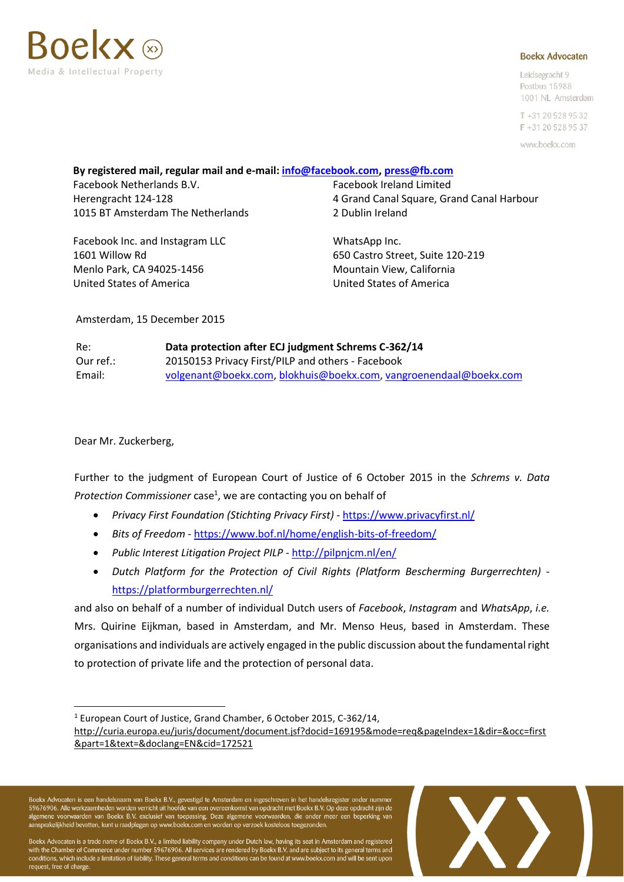Boekx
Media & Intellectual Property

**Boekx Advocaten**

Leidsegracht 9
Postbus 15988
1001 NL Amsterdam

T +31 20 528 95 32
F +31 20 528 95 37

www.boekx.com

**By registered mail, regular mail and e-mail: info@facebook.com, press@fb.com**

Facebook Netherlands B.V.
Herengracht 124-128
1015 BT Amsterdam The Netherlands

Facebook Ireland Limited
4 Grand Canal Square, Grand Canal Harbour
2 Dublin Ireland

Facebook Inc. and Instagram LLC
1601 Willow Rd
Menlo Park, CA 94025-1456
United States of America

WhatsApp Inc.
650 Castro Street, Suite 120-219
Mountain View, California
United States of America

Amsterdam, 15 December 2015

| | |
|---|---|
| Re: | **Data protection after ECJ judgment Schrems C-362/14** |
| Our ref.: | 20150153 Privacy First/PILP and others - Facebook |
| Email: | volgenant@boekx.com, blokhuis@boekx.com, vangroenendaal@boekx.com |

Dear Mr. Zuckerberg,

Further to the judgment of European Court of Justice of 6 October 2015 in the *Schrems v. Data Protection Commissioner* case[1], we are contacting you on behalf of

- *Privacy First Foundation (Stichting Privacy First)* - https://www.privacyfirst.nl/
- *Bits of Freedom* - https://www.bof.nl/home/english-bits-of-freedom/
- *Public Interest Litigation Project PILP* - http://pilpnjcm.nl/en/
- *Dutch Platform for the Protection of Civil Rights (Platform Bescherming Burgerrechten)* - https://platformburgerrechten.nl/

and also on behalf of a number of individual Dutch users of *Facebook*, *Instagram* and *WhatsApp*, *i.e.* Mrs. Quirine Eijkman, based in Amsterdam, and Mr. Menso Heus, based in Amsterdam. These organisations and individuals are actively engaged in the public discussion about the fundamental right to protection of private life and the protection of personal data.

[1] European Court of Justice, Grand Chamber, 6 October 2015, C-362/14, http://curia.europa.eu/juris/document/document.jsf?docid=169195&mode=req&pageIndex=1&dir=&occ=first&part=1&text=&doclang=EN&cid=172521

Boekx Advocaten is een handelsnaam van Boekx B.V., gevestigd te Amsterdam en ingeschreven in het handelsregister onder nummer 59676906. Alle werkzaamheden worden verricht uit hoofde van een overeenkomst van opdracht met Boekx B.V. Op deze opdracht zijn de algemene voorwaarden van Boekx B.V. exclusief van toepassing. Deze algemene voorwaarden, die onder meer een beperking van aansprakelijkheid bevatten, kunt u raadplegen op www.boekx.com en worden op verzoek kosteloos toegezonden.

Boekx Advocaten is a trade name of Boekx B.V., a limited liability company under Dutch law, having its seat in Amsterdam and registered with the Chamber of Commerce under number 59676906. All services are rendered by Boekx B.V. and are subject to its general terms and conditions, which include a limitation of liability. These general terms and conditions can be found at www.boekx.com and will be sent upon request, free of charge.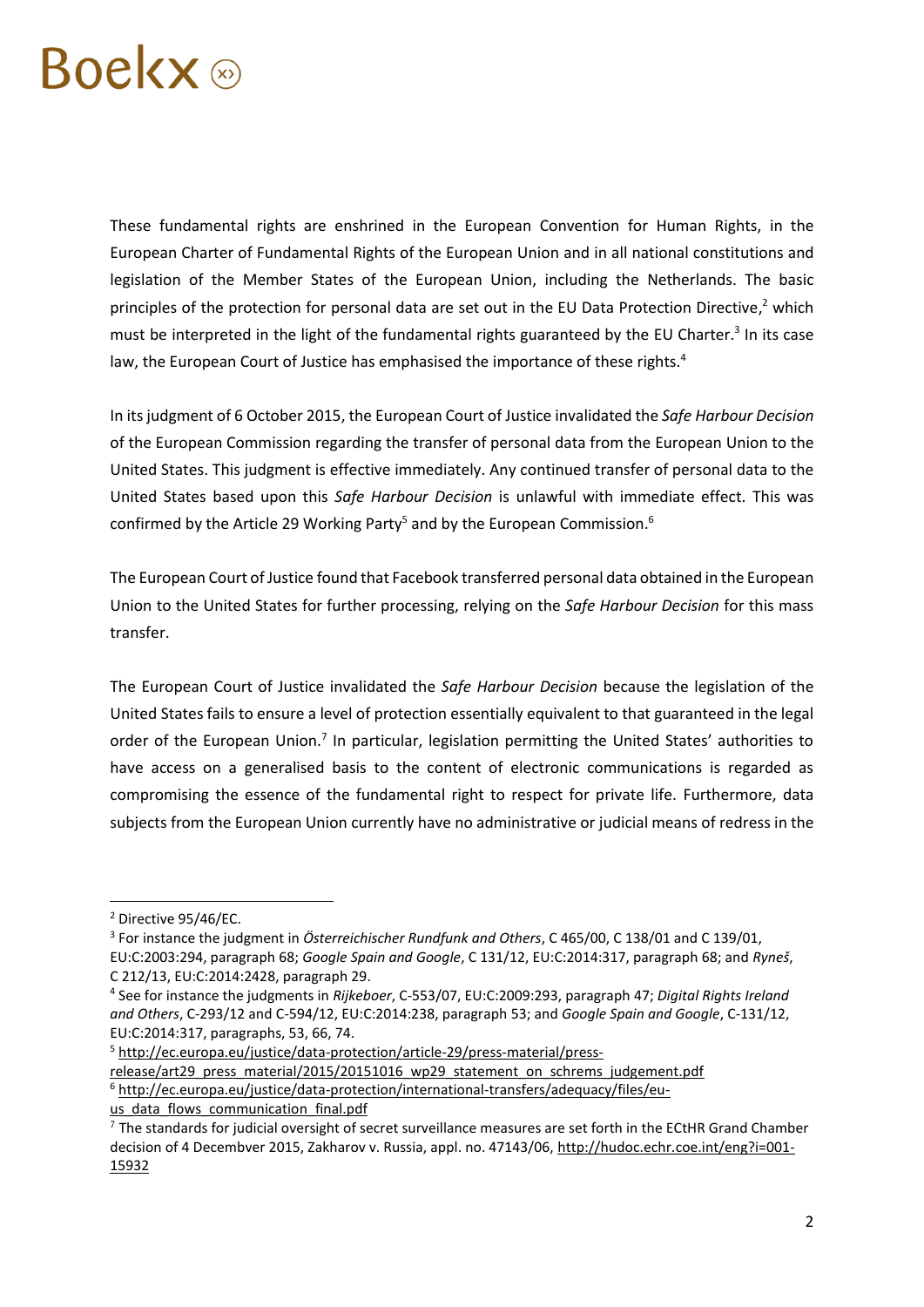These fundamental rights are enshrined in the European Convention for Human Rights, in the European Charter of Fundamental Rights of the European Union and in all national constitutions and legislation of the Member States of the European Union, including the Netherlands. The basic principles of the protection for personal data are set out in the EU Data Protection Directive,[2] which must be interpreted in the light of the fundamental rights guaranteed by the EU Charter.[3] In its case law, the European Court of Justice has emphasised the importance of these rights.[4]

In its judgment of 6 October 2015, the European Court of Justice invalidated the *Safe Harbour Decision* of the European Commission regarding the transfer of personal data from the European Union to the United States. This judgment is effective immediately. Any continued transfer of personal data to the United States based upon this *Safe Harbour Decision* is unlawful with immediate effect. This was confirmed by the Article 29 Working Party[5] and by the European Commission.[6]

The European Court of Justice found that Facebook transferred personal data obtained in the European Union to the United States for further processing, relying on the *Safe Harbour Decision* for this mass transfer.

The European Court of Justice invalidated the *Safe Harbour Decision* because the legislation of the United States fails to ensure a level of protection essentially equivalent to that guaranteed in the legal order of the European Union.[7] In particular, legislation permitting the United States' authorities to have access on a generalised basis to the content of electronic communications is regarded as compromising the essence of the fundamental right to respect for private life. Furthermore, data subjects from the European Union currently have no administrative or judicial means of redress in the

---

[2] Directive 95/46/EC.

[3] For instance the judgment in *Österreichischer Rundfunk and Others*, C 465/00, C 138/01 and C 139/01, EU:C:2003:294, paragraph 68; *Google Spain and Google*, C 131/12, EU:C:2014:317, paragraph 68; and *Ryneš*, C 212/13, EU:C:2014:2428, paragraph 29.

[4] See for instance the judgments in *Rijkeboer*, C-553/07, EU:C:2009:293, paragraph 47; *Digital Rights Ireland and Others*, C-293/12 and C-594/12, EU:C:2014:238, paragraph 53; and *Google Spain and Google*, C-131/12, EU:C:2014:317, paragraphs, 53, 66, 74.

[5] http://ec.europa.eu/justice/data-protection/article-29/press-material/press-release/art29_press_material/2015/20151016_wp29_statement_on_schrems_judgement.pdf

[6] http://ec.europa.eu/justice/data-protection/international-transfers/adequacy/files/eu-us_data_flows_communication_final.pdf

[7] The standards for judicial oversight of secret surveillance measures are set forth in the ECtHR Grand Chamber decision of 4 Decembver 2015, Zakharov v. Russia, appl. no. 47143/06, http://hudoc.echr.coe.int/eng?i=001-15932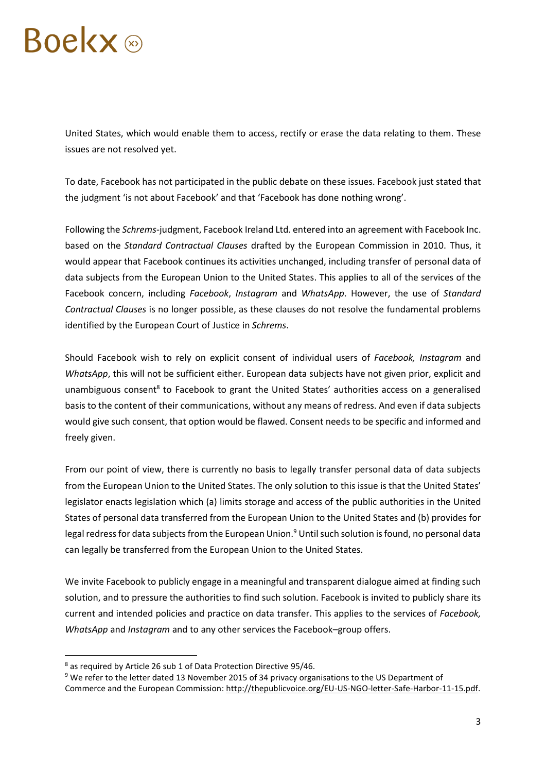United States, which would enable them to access, rectify or erase the data relating to them. These issues are not resolved yet.

To date, Facebook has not participated in the public debate on these issues. Facebook just stated that the judgment 'is not about Facebook' and that 'Facebook has done nothing wrong'.

Following the *Schrems*-judgment, Facebook Ireland Ltd. entered into an agreement with Facebook Inc. based on the *Standard Contractual Clauses* drafted by the European Commission in 2010. Thus, it would appear that Facebook continues its activities unchanged, including transfer of personal data of data subjects from the European Union to the United States. This applies to all of the services of the Facebook concern, including *Facebook*, *Instagram* and *WhatsApp*. However, the use of *Standard Contractual Clauses* is no longer possible, as these clauses do not resolve the fundamental problems identified by the European Court of Justice in *Schrems*.

Should Facebook wish to rely on explicit consent of individual users of *Facebook, Instagram* and *WhatsApp*, this will not be sufficient either. European data subjects have not given prior, explicit and unambiguous consent[8] to Facebook to grant the United States' authorities access on a generalised basis to the content of their communications, without any means of redress. And even if data subjects would give such consent, that option would be flawed. Consent needs to be specific and informed and freely given.

From our point of view, there is currently no basis to legally transfer personal data of data subjects from the European Union to the United States. The only solution to this issue is that the United States' legislator enacts legislation which (a) limits storage and access of the public authorities in the United States of personal data transferred from the European Union to the United States and (b) provides for legal redress for data subjects from the European Union.[9] Until such solution is found, no personal data can legally be transferred from the European Union to the United States.

We invite Facebook to publicly engage in a meaningful and transparent dialogue aimed at finding such solution, and to pressure the authorities to find such solution. Facebook is invited to publicly share its current and intended policies and practice on data transfer. This applies to the services of *Facebook, WhatsApp* and *Instagram* and to any other services the Facebook–group offers.

---

[8] as required by Article 26 sub 1 of Data Protection Directive 95/46.

[9] We refer to the letter dated 13 November 2015 of 34 privacy organisations to the US Department of Commerce and the European Commission: http://thepublicvoice.org/EU-US-NGO-letter-Safe-Harbor-11-15.pdf.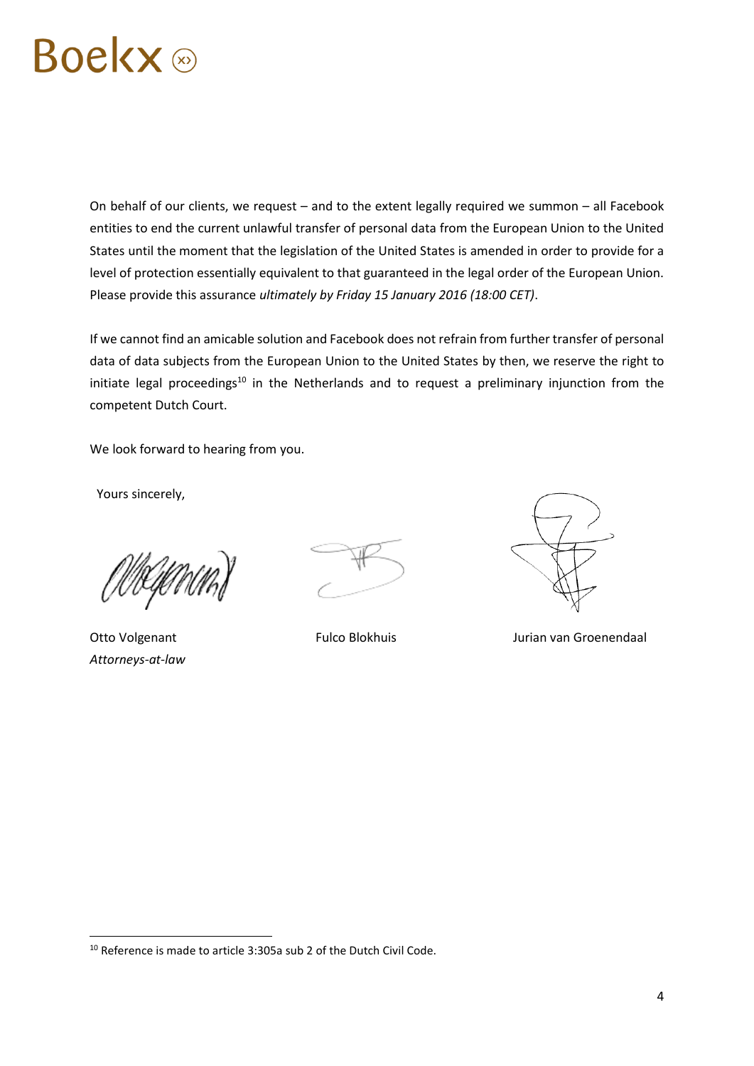On behalf of our clients, we request – and to the extent legally required we summon – all Facebook entities to end the current unlawful transfer of personal data from the European Union to the United States until the moment that the legislation of the United States is amended in order to provide for a level of protection essentially equivalent to that guaranteed in the legal order of the European Union. Please provide this assurance *ultimately by Friday 15 January 2016 (18:00 CET)*.

If we cannot find an amicable solution and Facebook does not refrain from further transfer of personal data of data subjects from the European Union to the United States by then, we reserve the right to initiate legal proceedings[10] in the Netherlands and to request a preliminary injunction from the competent Dutch Court.

We look forward to hearing from you.

Yours sincerely,

Otto Volgenant Fulco Blokhuis Jurian van Groenendaal

*Attorneys-at-law*

[10] Reference is made to article 3:305a sub 2 of the Dutch Civil Code.